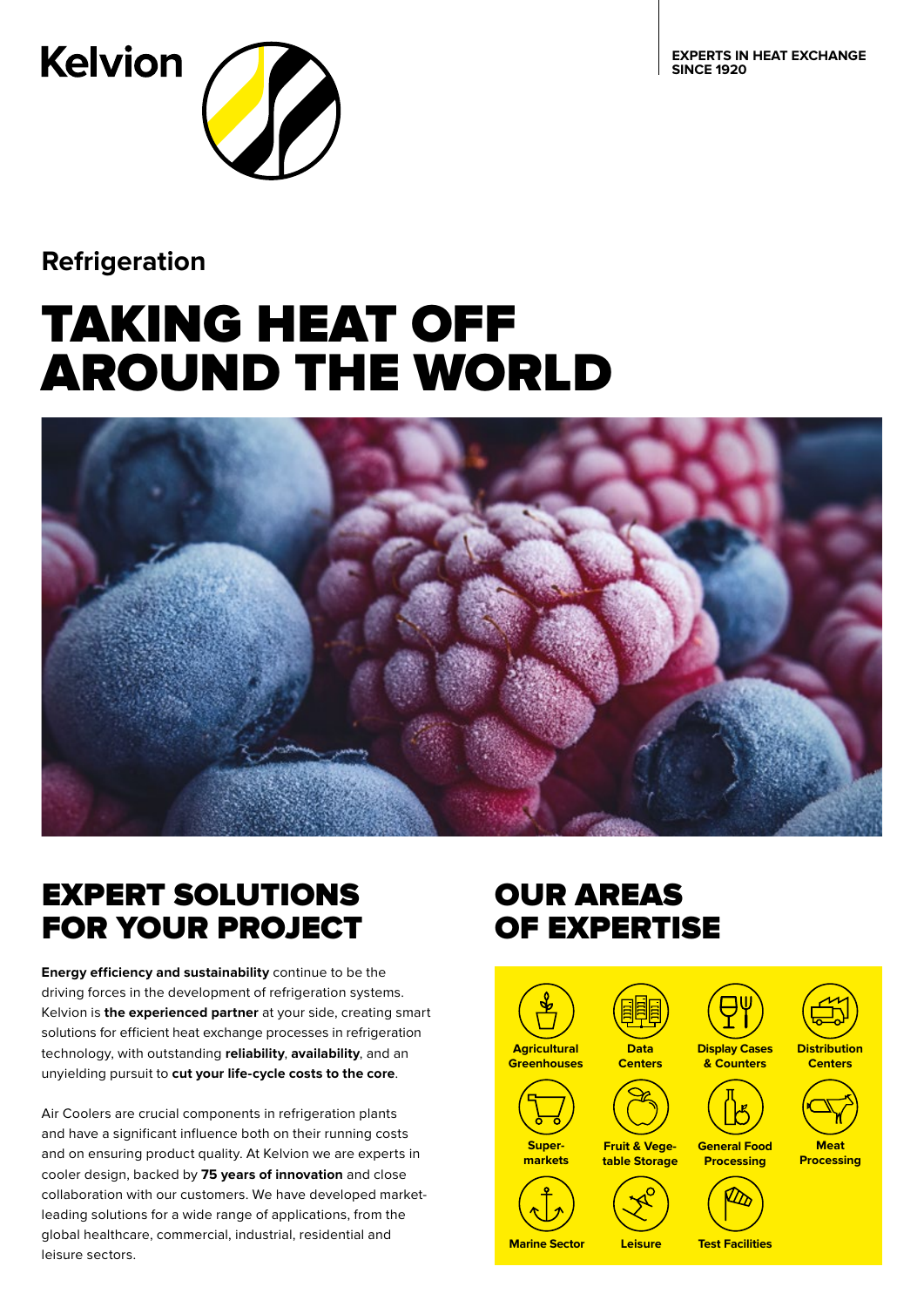Kelvion

EXPERTS IN HEAT EXCHANGE SINCE 1920

## Refrigeration

# TAKING HEAT OFF AROUND THE WORLD

## EXPERT SOLUTIONS FOR YOUR PROJECT

**Energy efficiency and sustainability** continue to be the driving forces in the development of refrigeration systems. Kelvion is **the experienced partner** at your side, creating smart solutions for efficient heat exchange processes in refrigeration technology, with outstanding **reliability**, **availability**, and an unyielding pursuit to **cut your life-cycle costs to the core**.

Air Coolers are crucial components in refrigeration plants and have a significant influence both on their running costs and on ensuring product quality. At Kelvion we are experts in cooler design, backed by **75 years of innovation** and close collaboration with our customers. We have developed market-leading solutions for a wide range of applications, from the global healthcare, commercial, industrial, residential and leisure sectors.

## OUR AREAS OF EXPERTISE

- Agricultural Greenhouses
- Data Centers
- Display Cases & Counters
- Distribution Centers
- Supermarkets
- Fruit & Vegetable Storage
- General Food Processing
- Meat Processing
- Marine Sector
- Leisure
- Test Facilities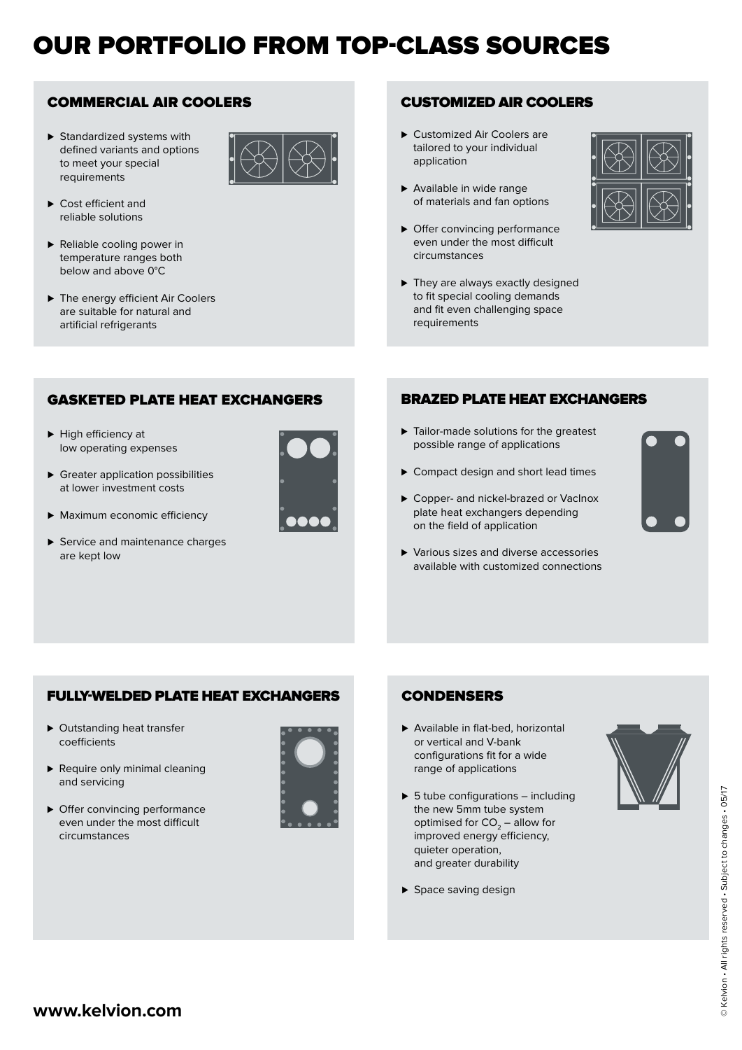# OUR PORTFOLIO FROM TOP-CLASS SOURCES

## COMMERCIAL AIR COOLERS

- Standardized systems with defined variants and options to meet your special requirements
- Cost efficient and reliable solutions
- Reliable cooling power in temperature ranges both below and above 0°C
- The energy efficient Air Coolers are suitable for natural and artificial refrigerants

## CUSTOMIZED AIR COOLERS

- Customized Air Coolers are tailored to your individual application
- Available in wide range of materials and fan options
- Offer convincing performance even under the most difficult circumstances
- They are always exactly designed to fit special cooling demands and fit even challenging space requirements

## GASKETED PLATE HEAT EXCHANGERS

- High efficiency at low operating expenses
- Greater application possibilities at lower investment costs
- Maximum economic efficiency
- Service and maintenance charges are kept low

## BRAZED PLATE HEAT EXCHANGERS

- Tailor-made solutions for the greatest possible range of applications
- Compact design and short lead times
- Copper- and nickel-brazed or VacInox plate heat exchangers depending on the field of application
- Various sizes and diverse accessories available with customized connections

## FULLY-WELDED PLATE HEAT EXCHANGERS

- Outstanding heat transfer coefficients
- Require only minimal cleaning and servicing
- Offer convincing performance even under the most difficult circumstances

## CONDENSERS

- Available in flat-bed, horizontal or vertical and V-bank configurations fit for a wide range of applications
- 5 tube configurations – including the new 5mm tube system optimised for $CO_2$ – allow for improved energy efficiency, quieter operation, and greater durability
- Space saving design

**www.kelvion.com**

© Kelvion • All rights reserved • Subject to changes • 05/17